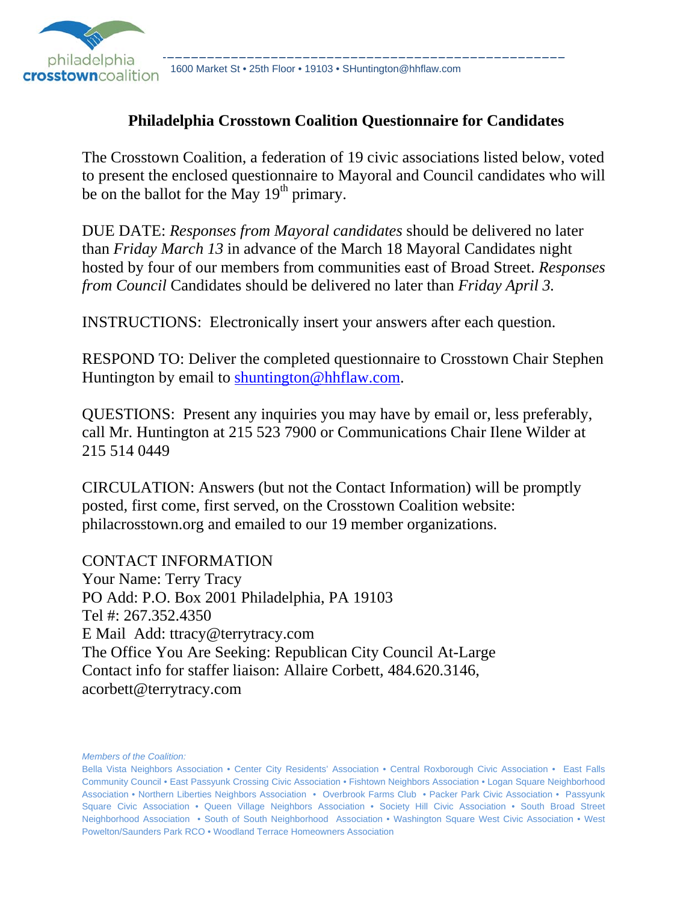philadelphia **crosstown**coalition

1600 Market St • 25th Floor • 19103 • SHuntington@hhflaw.com

# Philadelphia Crosstown Coalition Questionnaire for Candidates

The Crosstown Coalition, a federation of 19 civic associations listed below, voted to present the enclosed questionnaire to Mayoral and Council candidates who will be on the ballot for the May 19th primary.

DUE DATE: *Responses from Mayoral candidates* should be delivered no later than *Friday March 13* in advance of the March 18 Mayoral Candidates night hosted by four of our members from communities east of Broad Street. *Responses from Council* Candidates should be delivered no later than *Friday April 3.*

INSTRUCTIONS: Electronically insert your answers after each question.

RESPOND TO: Deliver the completed questionnaire to Crosstown Chair Stephen Huntington by email to shuntington@hhflaw.com.

QUESTIONS: Present any inquiries you may have by email or, less preferably, call Mr. Huntington at 215 523 7900 or Communications Chair Ilene Wilder at 215 514 0449

CIRCULATION: Answers (but not the Contact Information) will be promptly posted, first come, first served, on the Crosstown Coalition website: philacrosstown.org and emailed to our 19 member organizations.

CONTACT INFORMATION
Your Name: Terry Tracy
PO Add: P.O. Box 2001 Philadelphia, PA 19103
Tel #: 267.352.4350
E Mail Add: ttracy@terrytracy.com
The Office You Are Seeking: Republican City Council At-Large
Contact info for staffer liaison: Allaire Corbett, 484.620.3146, acorbett@terrytracy.com

*Members of the Coalition:*
Bella Vista Neighbors Association • Center City Residents' Association • Central Roxborough Civic Association • East Falls Community Council • East Passyunk Crossing Civic Association • Fishtown Neighbors Association • Logan Square Neighborhood Association • Northern Liberties Neighbors Association • Overbrook Farms Club • Packer Park Civic Association • Passyunk Square Civic Association • Queen Village Neighbors Association • Society Hill Civic Association • South Broad Street Neighborhood Association • South of South Neighborhood Association • Washington Square West Civic Association • West Powelton/Saunders Park RCO • Woodland Terrace Homeowners Association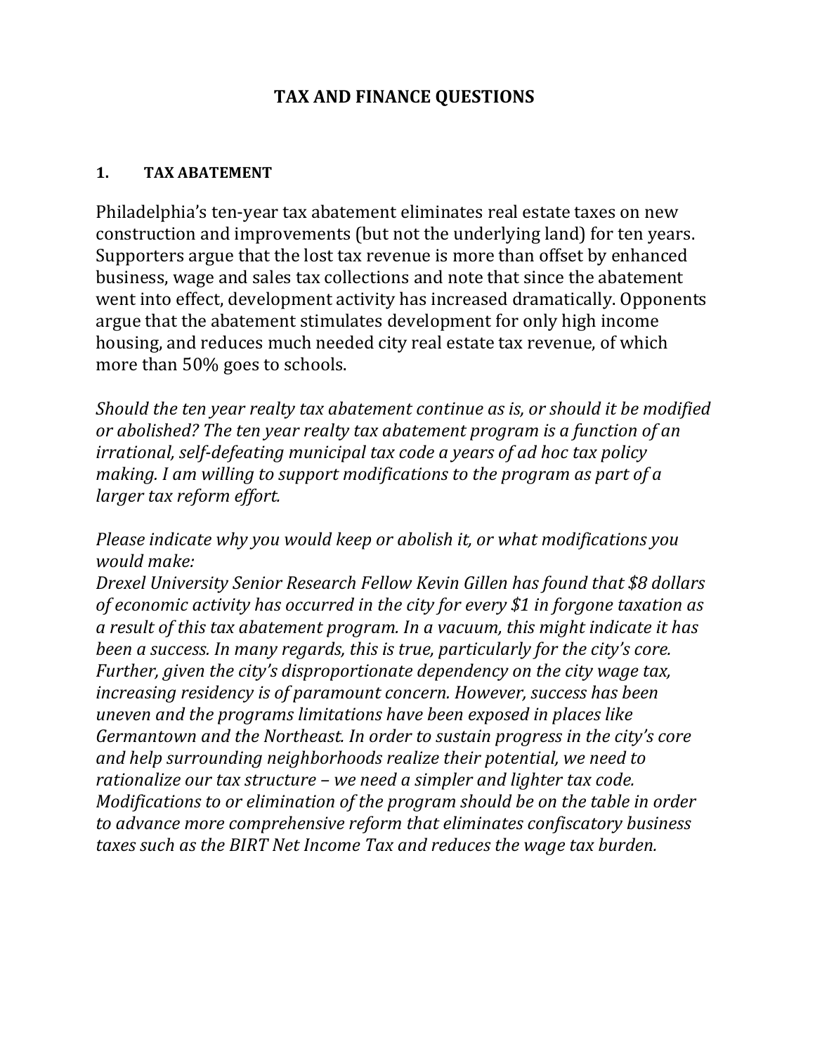# TAX AND FINANCE QUESTIONS

## 1. TAX ABATEMENT

Philadelphia's ten-year tax abatement eliminates real estate taxes on new construction and improvements (but not the underlying land) for ten years. Supporters argue that the lost tax revenue is more than offset by enhanced business, wage and sales tax collections and note that since the abatement went into effect, development activity has increased dramatically. Opponents argue that the abatement stimulates development for only high income housing, and reduces much needed city real estate tax revenue, of which more than 50% goes to schools.

*Should the ten year realty tax abatement continue as is, or should it be modified or abolished? The ten year realty tax abatement program is a function of an irrational, self-defeating municipal tax code a years of ad hoc tax policy making. I am willing to support modifications to the program as part of a larger tax reform effort.*

*Please indicate why you would keep or abolish it, or what modifications you would make:*
*Drexel University Senior Research Fellow Kevin Gillen has found that $8 dollars of economic activity has occurred in the city for every $1 in forgone taxation as a result of this tax abatement program. In a vacuum, this might indicate it has been a success. In many regards, this is true, particularly for the city's core. Further, given the city's disproportionate dependency on the city wage tax, increasing residency is of paramount concern. However, success has been uneven and the programs limitations have been exposed in places like Germantown and the Northeast. In order to sustain progress in the city's core and help surrounding neighborhoods realize their potential, we need to rationalize our tax structure – we need a simpler and lighter tax code. Modifications to or elimination of the program should be on the table in order to advance more comprehensive reform that eliminates confiscatory business taxes such as the BIRT Net Income Tax and reduces the wage tax burden.*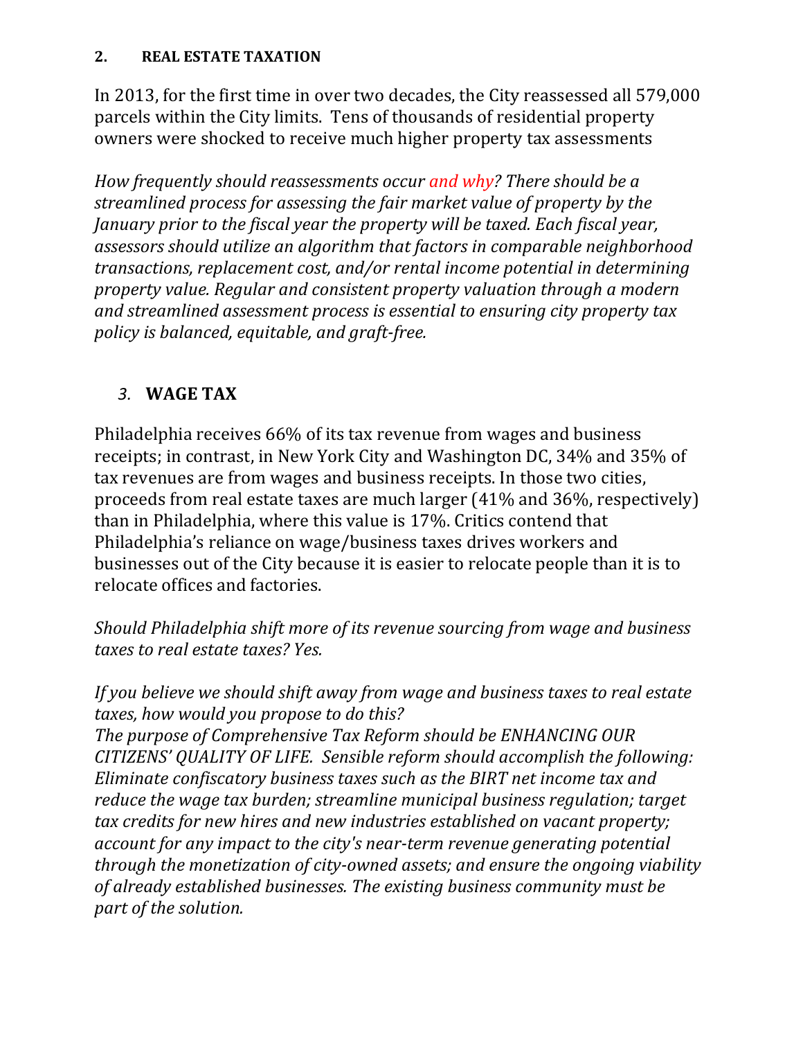## 2. REAL ESTATE TAXATION

In 2013, for the first time in over two decades, the City reassessed all 579,000 parcels within the City limits. Tens of thousands of residential property owners were shocked to receive much higher property tax assessments

*How frequently should reassessments occur and why? There should be a streamlined process for assessing the fair market value of property by the January prior to the fiscal year the property will be taxed. Each fiscal year, assessors should utilize an algorithm that factors in comparable neighborhood transactions, replacement cost, and/or rental income potential in determining property value. Regular and consistent property valuation through a modern and streamlined assessment process is essential to ensuring city property tax policy is balanced, equitable, and graft-free.*

## *3.* WAGE TAX

Philadelphia receives 66% of its tax revenue from wages and business receipts; in contrast, in New York City and Washington DC, 34% and 35% of tax revenues are from wages and business receipts. In those two cities, proceeds from real estate taxes are much larger (41% and 36%, respectively) than in Philadelphia, where this value is 17%. Critics contend that Philadelphia's reliance on wage/business taxes drives workers and businesses out of the City because it is easier to relocate people than it is to relocate offices and factories.

*Should Philadelphia shift more of its revenue sourcing from wage and business taxes to real estate taxes? Yes.*

*If you believe we should shift away from wage and business taxes to real estate taxes, how would you propose to do this?*
*The purpose of Comprehensive Tax Reform should be ENHANCING OUR CITIZENS' QUALITY OF LIFE. Sensible reform should accomplish the following: Eliminate confiscatory business taxes such as the BIRT net income tax and reduce the wage tax burden; streamline municipal business regulation; target tax credits for new hires and new industries established on vacant property; account for any impact to the city's near-term revenue generating potential through the monetization of city-owned assets; and ensure the ongoing viability of already established businesses. The existing business community must be part of the solution.*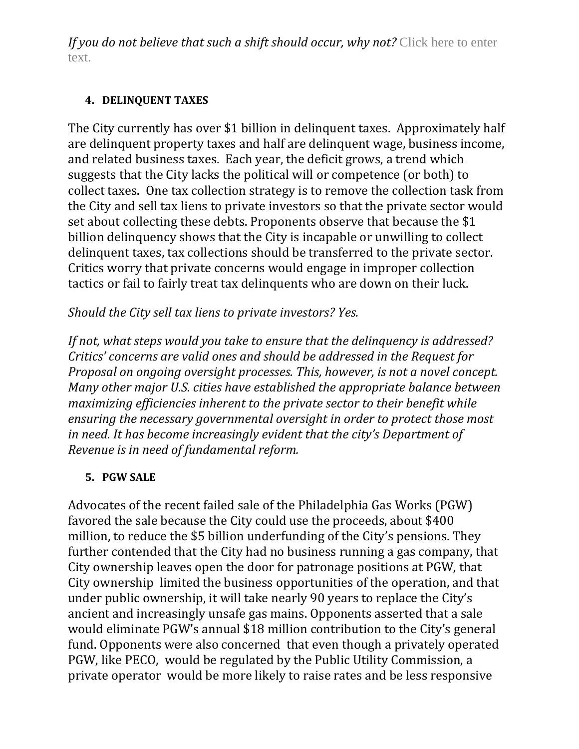*If you do not believe that such a shift should occur, why not?* Click here to enter text.

**4. DELINQUENT TAXES**

The City currently has over $1 billion in delinquent taxes. Approximately half are delinquent property taxes and half are delinquent wage, business income, and related business taxes. Each year, the deficit grows, a trend which suggests that the City lacks the political will or competence (or both) to collect taxes. One tax collection strategy is to remove the collection task from the City and sell tax liens to private investors so that the private sector would set about collecting these debts. Proponents observe that because the $1 billion delinquency shows that the City is incapable or unwilling to collect delinquent taxes, tax collections should be transferred to the private sector. Critics worry that private concerns would engage in improper collection tactics or fail to fairly treat tax delinquents who are down on their luck.

*Should the City sell tax liens to private investors? Yes.*

*If not, what steps would you take to ensure that the delinquency is addressed? Critics' concerns are valid ones and should be addressed in the Request for Proposal on ongoing oversight processes. This, however, is not a novel concept. Many other major U.S. cities have established the appropriate balance between maximizing efficiencies inherent to the private sector to their benefit while ensuring the necessary governmental oversight in order to protect those most in need. It has become increasingly evident that the city's Department of Revenue is in need of fundamental reform.*

**5. PGW SALE**

Advocates of the recent failed sale of the Philadelphia Gas Works (PGW) favored the sale because the City could use the proceeds, about $400 million, to reduce the $5 billion underfunding of the City's pensions. They further contended that the City had no business running a gas company, that City ownership leaves open the door for patronage positions at PGW, that City ownership limited the business opportunities of the operation, and that under public ownership, it will take nearly 90 years to replace the City's ancient and increasingly unsafe gas mains. Opponents asserted that a sale would eliminate PGW's annual $18 million contribution to the City's general fund. Opponents were also concerned that even though a privately operated PGW, like PECO, would be regulated by the Public Utility Commission, a private operator would be more likely to raise rates and be less responsive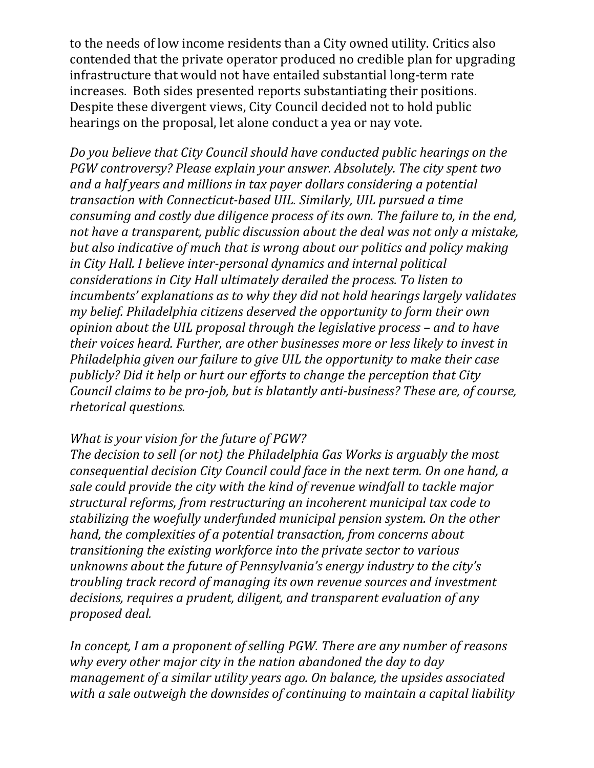to the needs of low income residents than a City owned utility. Critics also contended that the private operator produced no credible plan for upgrading infrastructure that would not have entailed substantial long-term rate increases. Both sides presented reports substantiating their positions. Despite these divergent views, City Council decided not to hold public hearings on the proposal, let alone conduct a yea or nay vote.

*Do you believe that City Council should have conducted public hearings on the PGW controversy? Please explain your answer. Absolutely. The city spent two and a half years and millions in tax payer dollars considering a potential transaction with Connecticut-based UIL. Similarly, UIL pursued a time consuming and costly due diligence process of its own. The failure to, in the end, not have a transparent, public discussion about the deal was not only a mistake, but also indicative of much that is wrong about our politics and policy making in City Hall. I believe inter-personal dynamics and internal political considerations in City Hall ultimately derailed the process. To listen to incumbents' explanations as to why they did not hold hearings largely validates my belief. Philadelphia citizens deserved the opportunity to form their own opinion about the UIL proposal through the legislative process – and to have their voices heard. Further, are other businesses more or less likely to invest in Philadelphia given our failure to give UIL the opportunity to make their case publicly? Did it help or hurt our efforts to change the perception that City Council claims to be pro-job, but is blatantly anti-business? These are, of course, rhetorical questions.*

*What is your vision for the future of PGW?*
*The decision to sell (or not) the Philadelphia Gas Works is arguably the most consequential decision City Council could face in the next term. On one hand, a sale could provide the city with the kind of revenue windfall to tackle major structural reforms, from restructuring an incoherent municipal tax code to stabilizing the woefully underfunded municipal pension system. On the other hand, the complexities of a potential transaction, from concerns about transitioning the existing workforce into the private sector to various unknowns about the future of Pennsylvania's energy industry to the city's troubling track record of managing its own revenue sources and investment decisions, requires a prudent, diligent, and transparent evaluation of any proposed deal.*

*In concept, I am a proponent of selling PGW. There are any number of reasons why every other major city in the nation abandoned the day to day management of a similar utility years ago. On balance, the upsides associated with a sale outweigh the downsides of continuing to maintain a capital liability*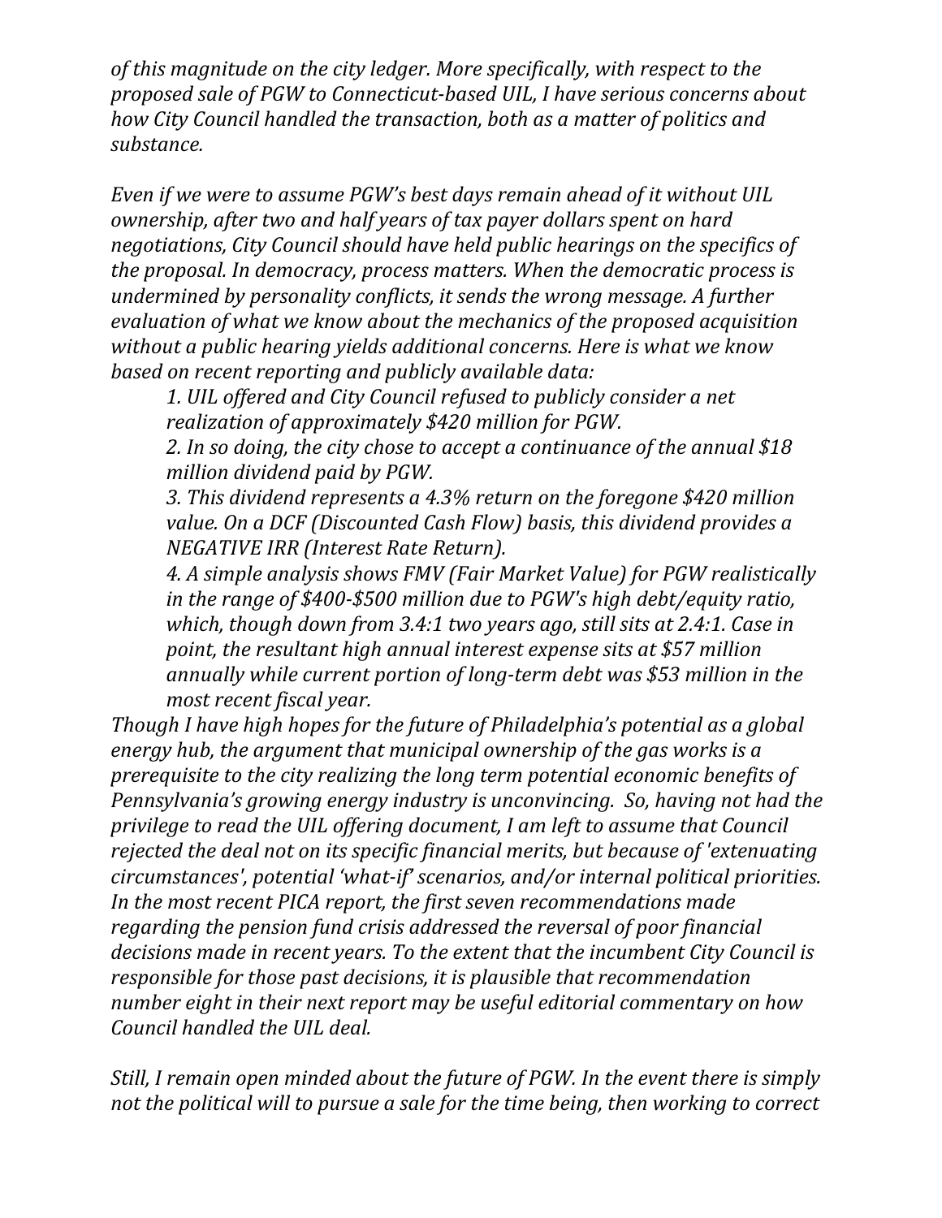*of this magnitude on the city ledger. More specifically, with respect to the proposed sale of PGW to Connecticut-based UIL, I have serious concerns about how City Council handled the transaction, both as a matter of politics and substance.*

*Even if we were to assume PGW's best days remain ahead of it without UIL ownership, after two and half years of tax payer dollars spent on hard negotiations, City Council should have held public hearings on the specifics of the proposal. In democracy, process matters. When the democratic process is undermined by personality conflicts, it sends the wrong message. A further evaluation of what we know about the mechanics of the proposed acquisition without a public hearing yields additional concerns. Here is what we know based on recent reporting and publicly available data:*

1. *UIL offered and City Council refused to publicly consider a net realization of approximately $420 million for PGW.*
2. *In so doing, the city chose to accept a continuance of the annual $18 million dividend paid by PGW.*
3. *This dividend represents a 4.3% return on the foregone $420 million value. On a DCF (Discounted Cash Flow) basis, this dividend provides a NEGATIVE IRR (Interest Rate Return).*
4. *A simple analysis shows FMV (Fair Market Value) for PGW realistically in the range of $400-$500 million due to PGW's high debt/equity ratio, which, though down from 3.4:1 two years ago, still sits at 2.4:1. Case in point, the resultant high annual interest expense sits at $57 million annually while current portion of long-term debt was $53 million in the most recent fiscal year.*

*Though I have high hopes for the future of Philadelphia's potential as a global energy hub, the argument that municipal ownership of the gas works is a prerequisite to the city realizing the long term potential economic benefits of Pennsylvania's growing energy industry is unconvincing. So, having not had the privilege to read the UIL offering document, I am left to assume that Council rejected the deal not on its specific financial merits, but because of 'extenuating circumstances', potential 'what-if' scenarios, and/or internal political priorities. In the most recent PICA report, the first seven recommendations made regarding the pension fund crisis addressed the reversal of poor financial decisions made in recent years. To the extent that the incumbent City Council is responsible for those past decisions, it is plausible that recommendation number eight in their next report may be useful editorial commentary on how Council handled the UIL deal.*

*Still, I remain open minded about the future of PGW. In the event there is simply not the political will to pursue a sale for the time being, then working to correct*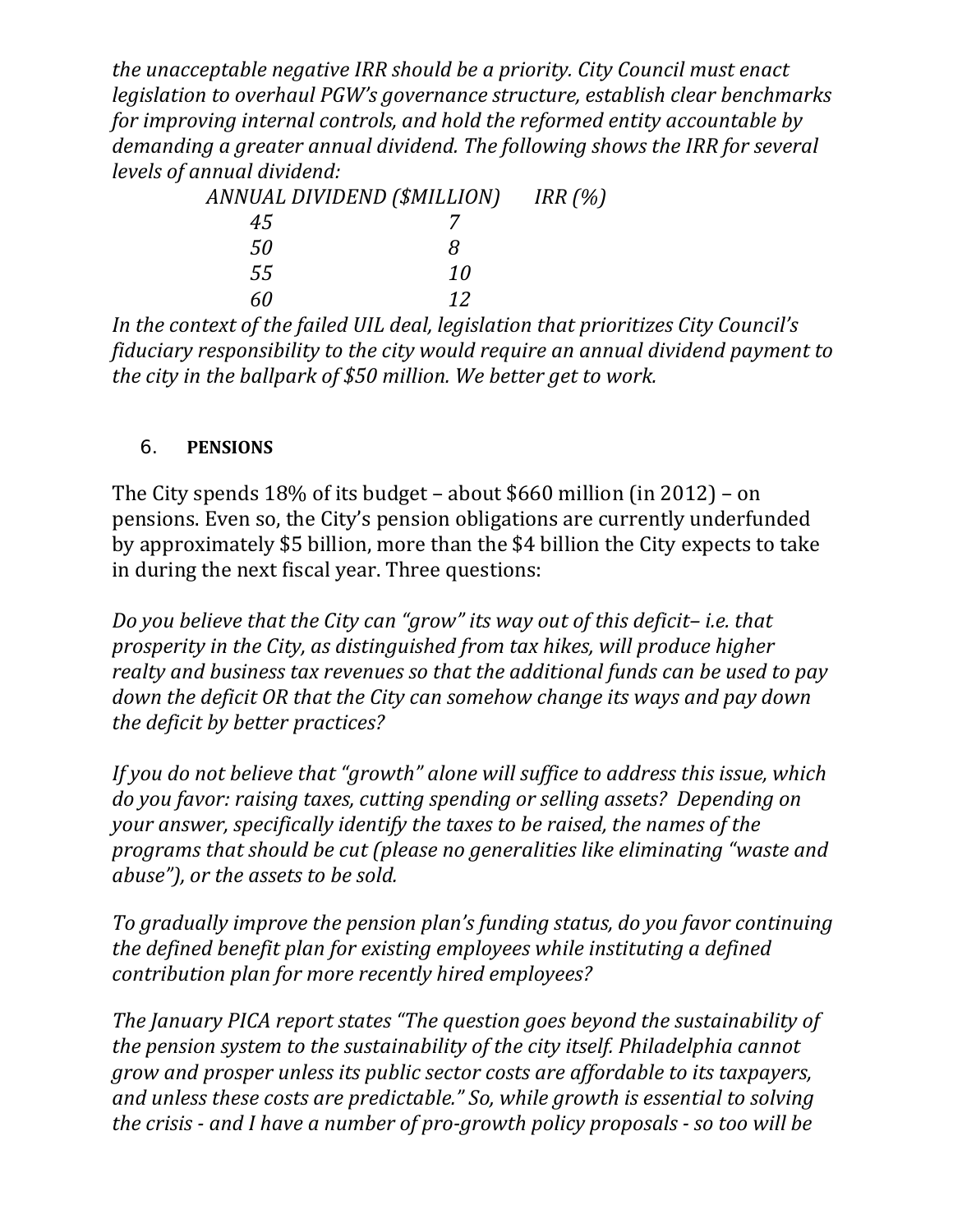*the unacceptable negative IRR should be a priority. City Council must enact legislation to overhaul PGW's governance structure, establish clear benchmarks for improving internal controls, and hold the reformed entity accountable by demanding a greater annual dividend. The following shows the IRR for several levels of annual dividend:*

| *ANNUAL DIVIDEND ($MILLION)* | *IRR (%)* |
|---|---|
| *45* | *7* |
| *50* | *8* |
| *55* | *10* |
| *60* | *12* |

*In the context of the failed UIL deal, legislation that prioritizes City Council's fiduciary responsibility to the city would require an annual dividend payment to the city in the ballpark of $50 million. We better get to work.*

## 6. PENSIONS

The City spends 18% of its budget – about $660 million (in 2012) – on pensions. Even so, the City's pension obligations are currently underfunded by approximately $5 billion, more than the $4 billion the City expects to take in during the next fiscal year. Three questions:

*Do you believe that the City can "grow" its way out of this deficit– i.e. that prosperity in the City, as distinguished from tax hikes, will produce higher realty and business tax revenues so that the additional funds can be used to pay down the deficit OR that the City can somehow change its ways and pay down the deficit by better practices?*

*If you do not believe that "growth" alone will suffice to address this issue, which do you favor: raising taxes, cutting spending or selling assets? Depending on your answer, specifically identify the taxes to be raised, the names of the programs that should be cut (please no generalities like eliminating "waste and abuse"), or the assets to be sold.*

*To gradually improve the pension plan's funding status, do you favor continuing the defined benefit plan for existing employees while instituting a defined contribution plan for more recently hired employees?*

*The January PICA report states "The question goes beyond the sustainability of the pension system to the sustainability of the city itself. Philadelphia cannot grow and prosper unless its public sector costs are affordable to its taxpayers, and unless these costs are predictable." So, while growth is essential to solving the crisis - and I have a number of pro-growth policy proposals - so too will be*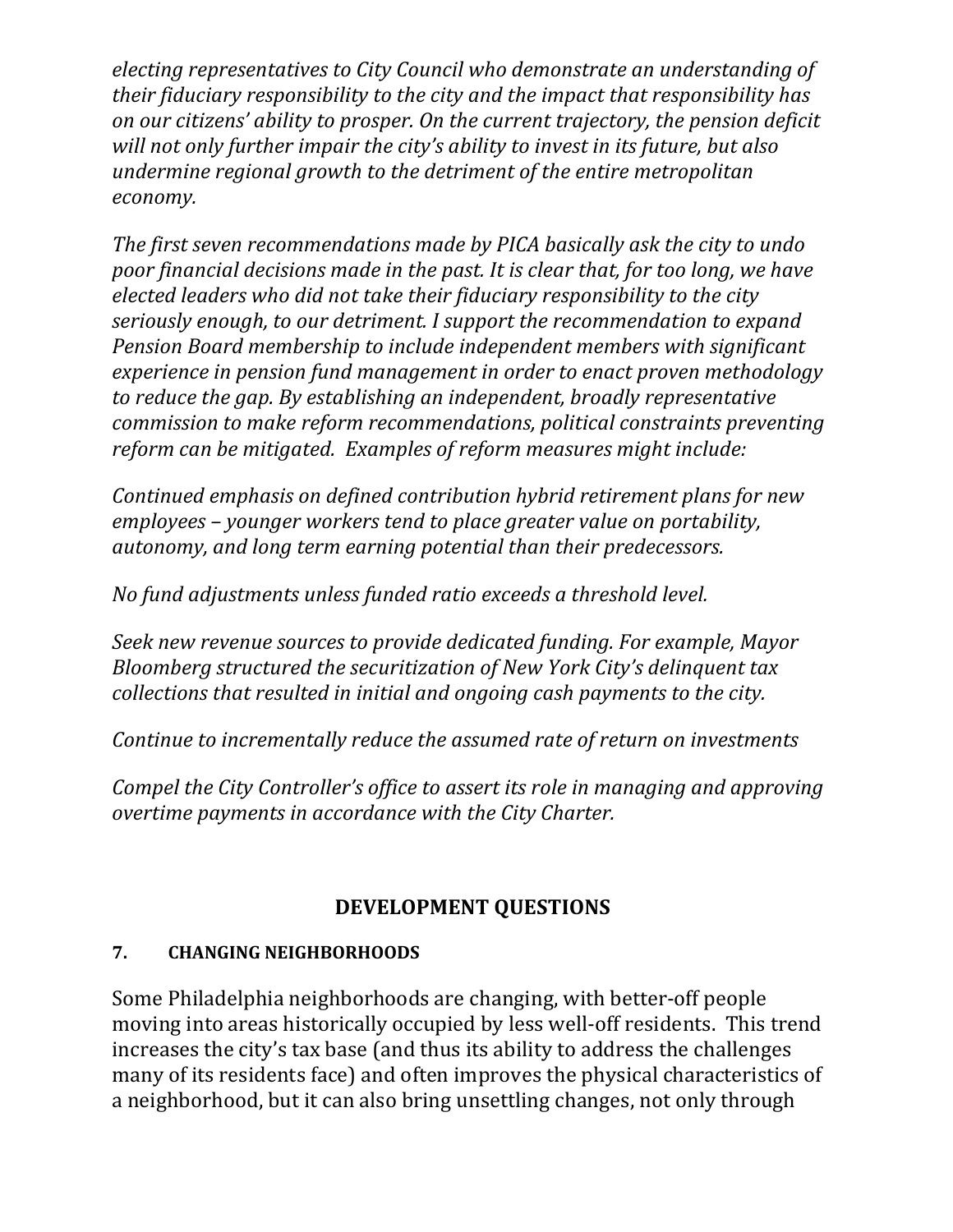*electing representatives to City Council who demonstrate an understanding of their fiduciary responsibility to the city and the impact that responsibility has on our citizens' ability to prosper. On the current trajectory, the pension deficit will not only further impair the city's ability to invest in its future, but also undermine regional growth to the detriment of the entire metropolitan economy.*

*The first seven recommendations made by PICA basically ask the city to undo poor financial decisions made in the past. It is clear that, for too long, we have elected leaders who did not take their fiduciary responsibility to the city seriously enough, to our detriment. I support the recommendation to expand Pension Board membership to include independent members with significant experience in pension fund management in order to enact proven methodology to reduce the gap. By establishing an independent, broadly representative commission to make reform recommendations, political constraints preventing reform can be mitigated. Examples of reform measures might include:*

*Continued emphasis on defined contribution hybrid retirement plans for new employees – younger workers tend to place greater value on portability, autonomy, and long term earning potential than their predecessors.*

*No fund adjustments unless funded ratio exceeds a threshold level.*

*Seek new revenue sources to provide dedicated funding. For example, Mayor Bloomberg structured the securitization of New York City's delinquent tax collections that resulted in initial and ongoing cash payments to the city.*

*Continue to incrementally reduce the assumed rate of return on investments*

*Compel the City Controller's office to assert its role in managing and approving overtime payments in accordance with the City Charter.*

## DEVELOPMENT QUESTIONS

### 7. CHANGING NEIGHBORHOODS

Some Philadelphia neighborhoods are changing, with better-off people moving into areas historically occupied by less well-off residents. This trend increases the city's tax base (and thus its ability to address the challenges many of its residents face) and often improves the physical characteristics of a neighborhood, but it can also bring unsettling changes, not only through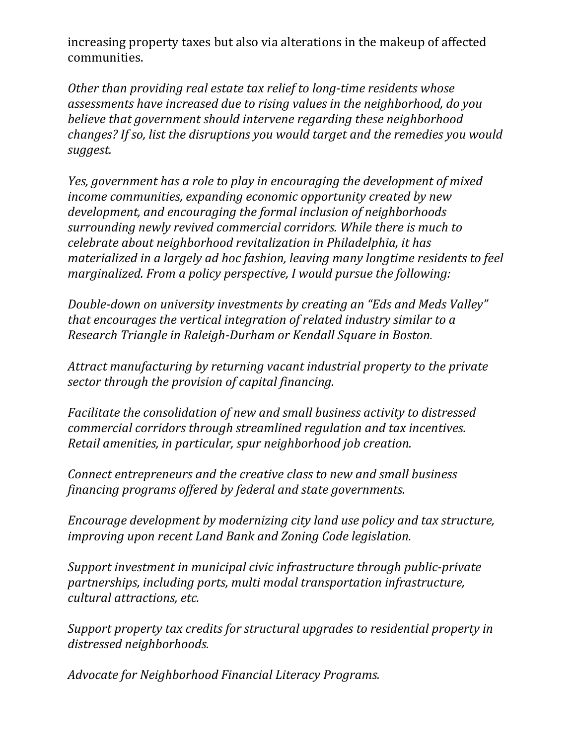increasing property taxes but also via alterations in the makeup of affected communities.

*Other than providing real estate tax relief to long-time residents whose assessments have increased due to rising values in the neighborhood, do you believe that government should intervene regarding these neighborhood changes? If so, list the disruptions you would target and the remedies you would suggest.*

*Yes, government has a role to play in encouraging the development of mixed income communities, expanding economic opportunity created by new development, and encouraging the formal inclusion of neighborhoods surrounding newly revived commercial corridors. While there is much to celebrate about neighborhood revitalization in Philadelphia, it has materialized in a largely ad hoc fashion, leaving many longtime residents to feel marginalized. From a policy perspective, I would pursue the following:*

*Double-down on university investments by creating an "Eds and Meds Valley" that encourages the vertical integration of related industry similar to a Research Triangle in Raleigh-Durham or Kendall Square in Boston.*

*Attract manufacturing by returning vacant industrial property to the private sector through the provision of capital financing.*

*Facilitate the consolidation of new and small business activity to distressed commercial corridors through streamlined regulation and tax incentives. Retail amenities, in particular, spur neighborhood job creation.*

*Connect entrepreneurs and the creative class to new and small business financing programs offered by federal and state governments.*

*Encourage development by modernizing city land use policy and tax structure, improving upon recent Land Bank and Zoning Code legislation.*

*Support investment in municipal civic infrastructure through public-private partnerships, including ports, multi modal transportation infrastructure, cultural attractions, etc.*

*Support property tax credits for structural upgrades to residential property in distressed neighborhoods.*

*Advocate for Neighborhood Financial Literacy Programs.*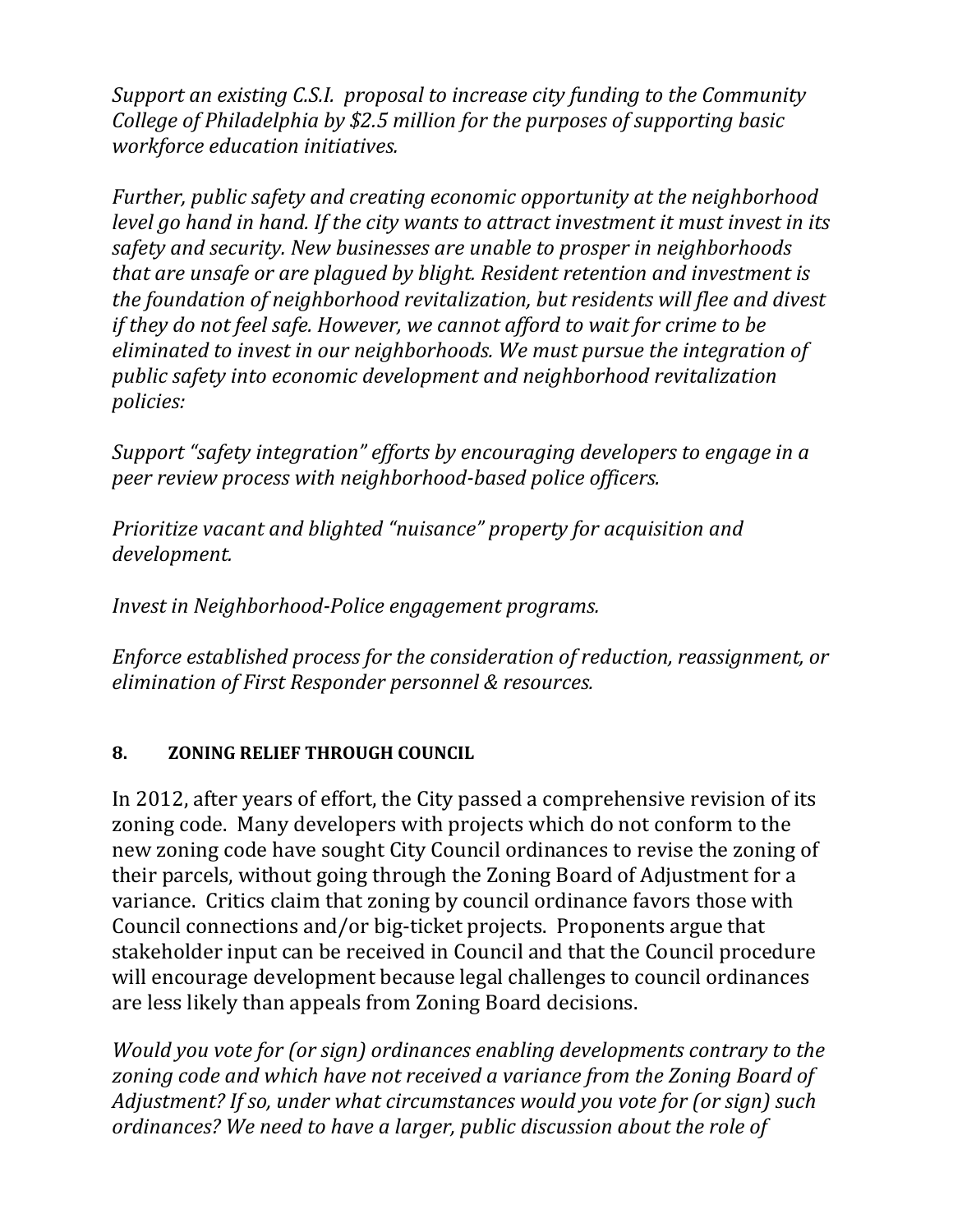*Support an existing C.S.I. proposal to increase city funding to the Community College of Philadelphia by $2.5 million for the purposes of supporting basic workforce education initiatives.*

*Further, public safety and creating economic opportunity at the neighborhood level go hand in hand. If the city wants to attract investment it must invest in its safety and security. New businesses are unable to prosper in neighborhoods that are unsafe or are plagued by blight. Resident retention and investment is the foundation of neighborhood revitalization, but residents will flee and divest if they do not feel safe. However, we cannot afford to wait for crime to be eliminated to invest in our neighborhoods. We must pursue the integration of public safety into economic development and neighborhood revitalization policies:*

*Support "safety integration" efforts by encouraging developers to engage in a peer review process with neighborhood-based police officers.*

*Prioritize vacant and blighted "nuisance" property for acquisition and development.*

*Invest in Neighborhood-Police engagement programs.*

*Enforce established process for the consideration of reduction, reassignment, or elimination of First Responder personnel & resources.*

## 8. ZONING RELIEF THROUGH COUNCIL

In 2012, after years of effort, the City passed a comprehensive revision of its zoning code. Many developers with projects which do not conform to the new zoning code have sought City Council ordinances to revise the zoning of their parcels, without going through the Zoning Board of Adjustment for a variance. Critics claim that zoning by council ordinance favors those with Council connections and/or big-ticket projects. Proponents argue that stakeholder input can be received in Council and that the Council procedure will encourage development because legal challenges to council ordinances are less likely than appeals from Zoning Board decisions.

*Would you vote for (or sign) ordinances enabling developments contrary to the zoning code and which have not received a variance from the Zoning Board of Adjustment? If so, under what circumstances would you vote for (or sign) such ordinances? We need to have a larger, public discussion about the role of*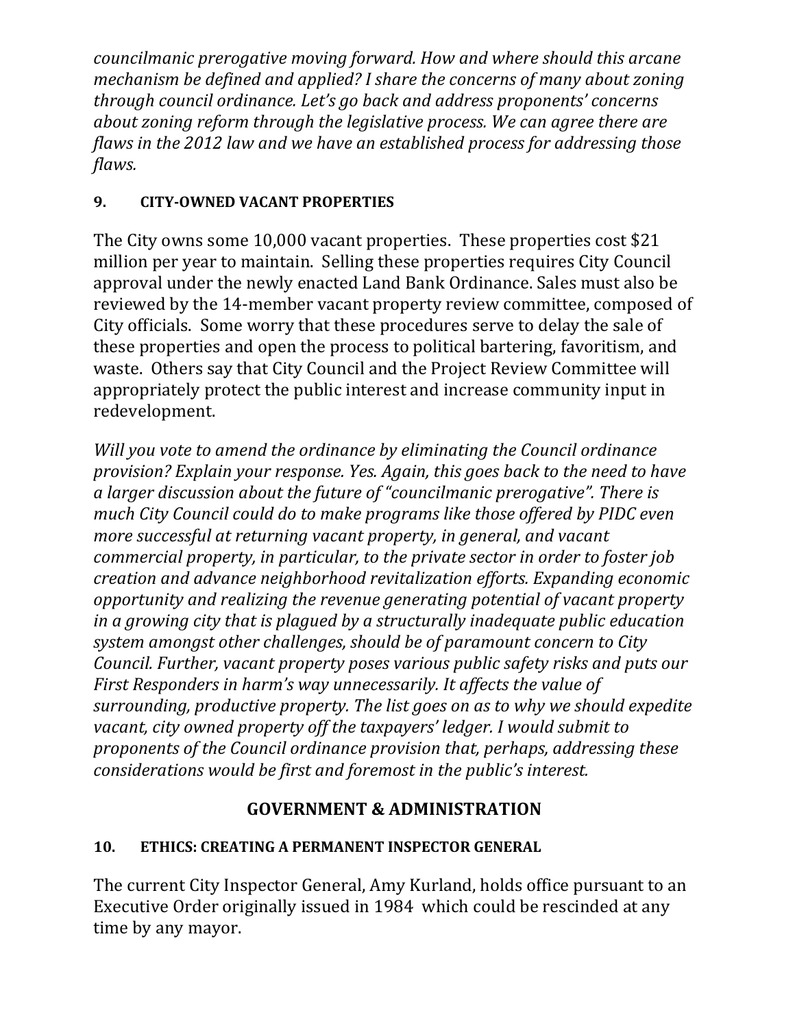*councilmanic prerogative moving forward. How and where should this arcane mechanism be defined and applied? I share the concerns of many about zoning through council ordinance. Let's go back and address proponents' concerns about zoning reform through the legislative process. We can agree there are flaws in the 2012 law and we have an established process for addressing those flaws.*

### 9. CITY-OWNED VACANT PROPERTIES

The City owns some 10,000 vacant properties. These properties cost $21 million per year to maintain. Selling these properties requires City Council approval under the newly enacted Land Bank Ordinance. Sales must also be reviewed by the 14-member vacant property review committee, composed of City officials. Some worry that these procedures serve to delay the sale of these properties and open the process to political bartering, favoritism, and waste. Others say that City Council and the Project Review Committee will appropriately protect the public interest and increase community input in redevelopment.

*Will you vote to amend the ordinance by eliminating the Council ordinance provision? Explain your response. Yes. Again, this goes back to the need to have a larger discussion about the future of "councilmanic prerogative". There is much City Council could do to make programs like those offered by PIDC even more successful at returning vacant property, in general, and vacant commercial property, in particular, to the private sector in order to foster job creation and advance neighborhood revitalization efforts. Expanding economic opportunity and realizing the revenue generating potential of vacant property in a growing city that is plagued by a structurally inadequate public education system amongst other challenges, should be of paramount concern to City Council. Further, vacant property poses various public safety risks and puts our First Responders in harm's way unnecessarily. It affects the value of surrounding, productive property. The list goes on as to why we should expedite vacant, city owned property off the taxpayers' ledger. I would submit to proponents of the Council ordinance provision that, perhaps, addressing these considerations would be first and foremost in the public's interest.*

## GOVERNMENT & ADMINISTRATION

### 10. ETHICS: CREATING A PERMANENT INSPECTOR GENERAL

The current City Inspector General, Amy Kurland, holds office pursuant to an Executive Order originally issued in 1984 which could be rescinded at any time by any mayor.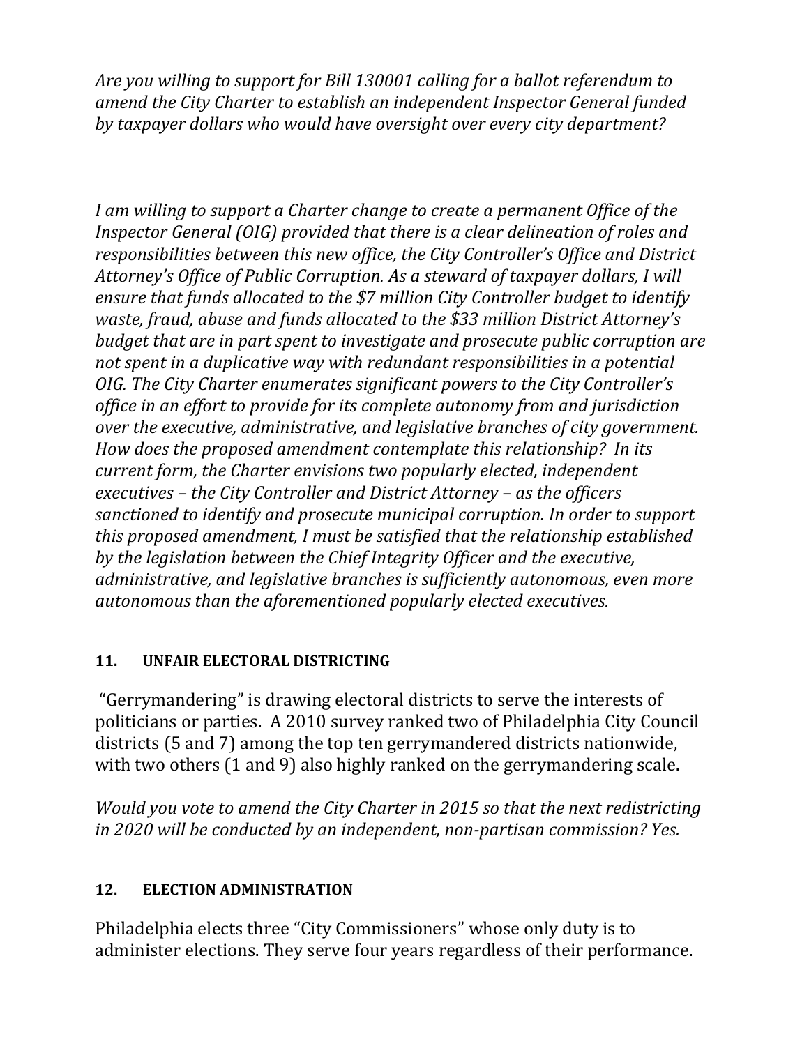*Are you willing to support for Bill 130001 calling for a ballot referendum to amend the City Charter to establish an independent Inspector General funded by taxpayer dollars who would have oversight over every city department?*

*I am willing to support a Charter change to create a permanent Office of the Inspector General (OIG) provided that there is a clear delineation of roles and responsibilities between this new office, the City Controller's Office and District Attorney's Office of Public Corruption. As a steward of taxpayer dollars, I will ensure that funds allocated to the $7 million City Controller budget to identify waste, fraud, abuse and funds allocated to the $33 million District Attorney's budget that are in part spent to investigate and prosecute public corruption are not spent in a duplicative way with redundant responsibilities in a potential OIG. The City Charter enumerates significant powers to the City Controller's office in an effort to provide for its complete autonomy from and jurisdiction over the executive, administrative, and legislative branches of city government. How does the proposed amendment contemplate this relationship? In its current form, the Charter envisions two popularly elected, independent executives – the City Controller and District Attorney – as the officers sanctioned to identify and prosecute municipal corruption. In order to support this proposed amendment, I must be satisfied that the relationship established by the legislation between the Chief Integrity Officer and the executive, administrative, and legislative branches is sufficiently autonomous, even more autonomous than the aforementioned popularly elected executives.*

## 11. UNFAIR ELECTORAL DISTRICTING

"Gerrymandering" is drawing electoral districts to serve the interests of politicians or parties. A 2010 survey ranked two of Philadelphia City Council districts (5 and 7) among the top ten gerrymandered districts nationwide, with two others (1 and 9) also highly ranked on the gerrymandering scale.

*Would you vote to amend the City Charter in 2015 so that the next redistricting in 2020 will be conducted by an independent, non-partisan commission? Yes.*

## 12. ELECTION ADMINISTRATION

Philadelphia elects three "City Commissioners" whose only duty is to administer elections. They serve four years regardless of their performance.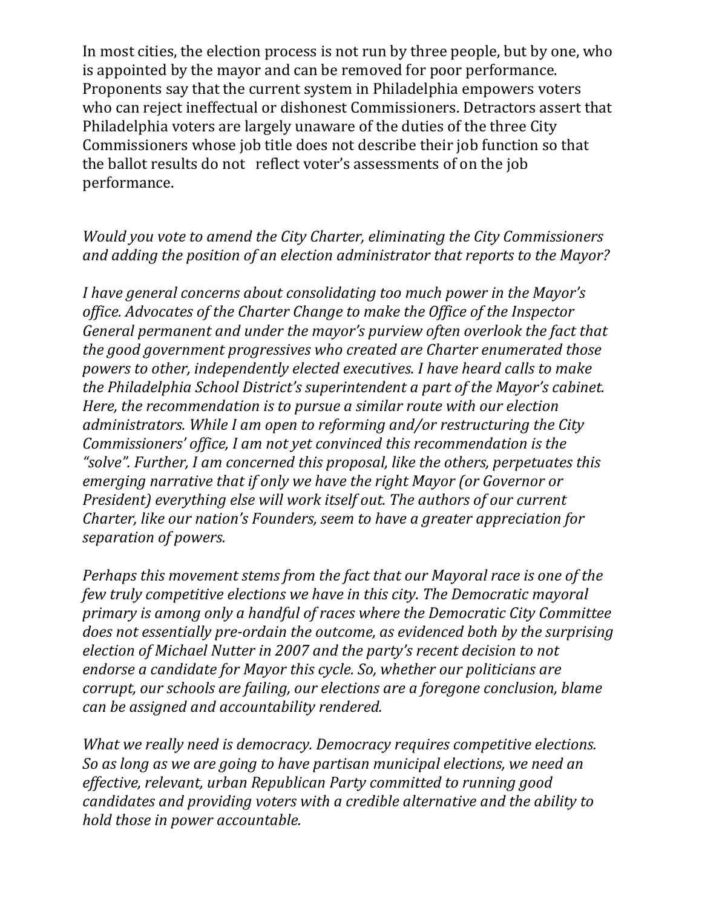In most cities, the election process is not run by three people, but by one, who is appointed by the mayor and can be removed for poor performance. Proponents say that the current system in Philadelphia empowers voters who can reject ineffectual or dishonest Commissioners. Detractors assert that Philadelphia voters are largely unaware of the duties of the three City Commissioners whose job title does not describe their job function so that the ballot results do not reflect voter's assessments of on the job performance.

*Would you vote to amend the City Charter, eliminating the City Commissioners and adding the position of an election administrator that reports to the Mayor?*

*I have general concerns about consolidating too much power in the Mayor's office. Advocates of the Charter Change to make the Office of the Inspector General permanent and under the mayor's purview often overlook the fact that the good government progressives who created are Charter enumerated those powers to other, independently elected executives. I have heard calls to make the Philadelphia School District's superintendent a part of the Mayor's cabinet. Here, the recommendation is to pursue a similar route with our election administrators. While I am open to reforming and/or restructuring the City Commissioners' office, I am not yet convinced this recommendation is the "solve". Further, I am concerned this proposal, like the others, perpetuates this emerging narrative that if only we have the right Mayor (or Governor or President) everything else will work itself out. The authors of our current Charter, like our nation's Founders, seem to have a greater appreciation for separation of powers.*

*Perhaps this movement stems from the fact that our Mayoral race is one of the few truly competitive elections we have in this city. The Democratic mayoral primary is among only a handful of races where the Democratic City Committee does not essentially pre-ordain the outcome, as evidenced both by the surprising election of Michael Nutter in 2007 and the party's recent decision to not endorse a candidate for Mayor this cycle. So, whether our politicians are corrupt, our schools are failing, our elections are a foregone conclusion, blame can be assigned and accountability rendered.*

*What we really need is democracy. Democracy requires competitive elections. So as long as we are going to have partisan municipal elections, we need an effective, relevant, urban Republican Party committed to running good candidates and providing voters with a credible alternative and the ability to hold those in power accountable.*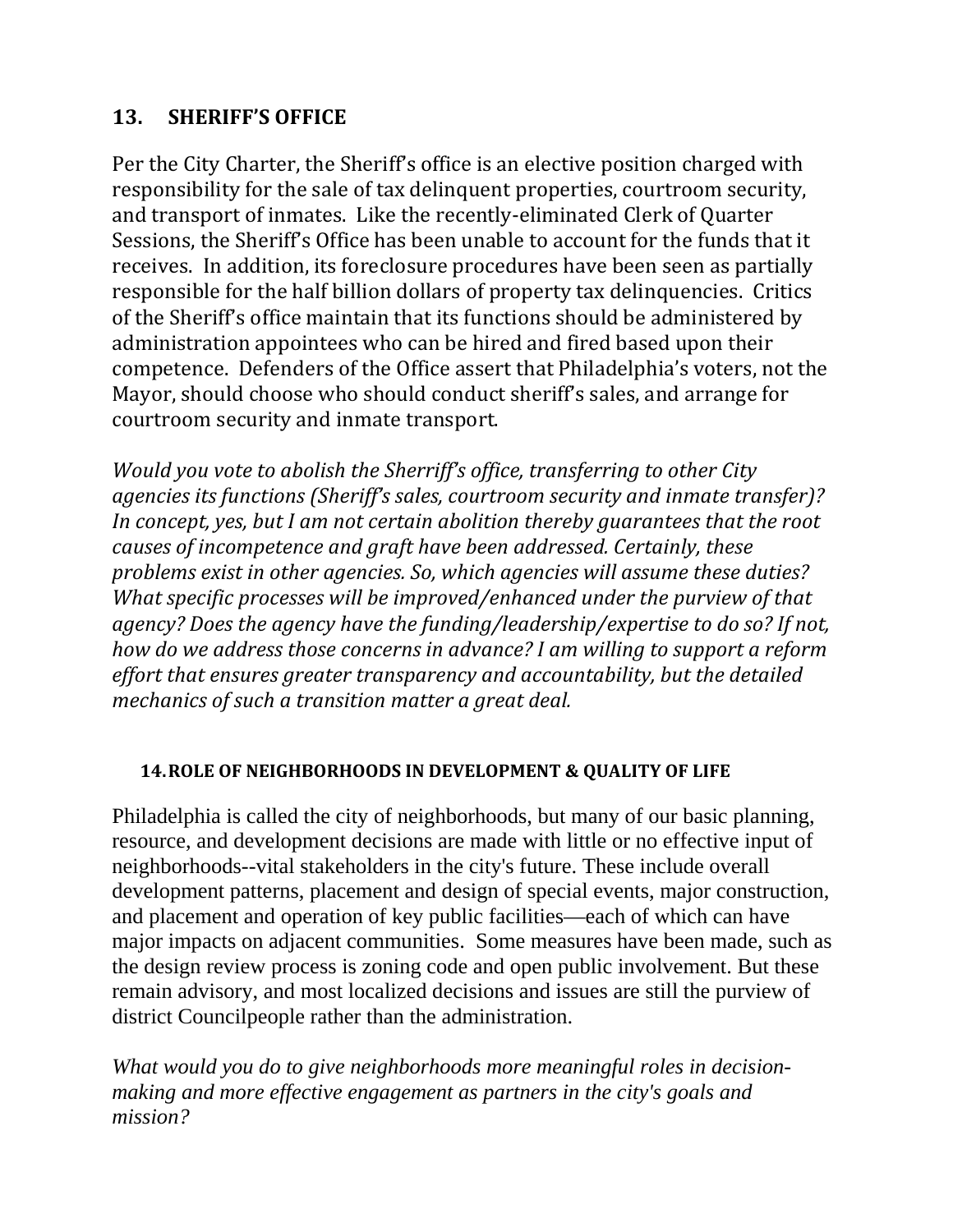## 13. SHERIFF'S OFFICE

Per the City Charter, the Sheriff's office is an elective position charged with responsibility for the sale of tax delinquent properties, courtroom security, and transport of inmates. Like the recently-eliminated Clerk of Quarter Sessions, the Sheriff's Office has been unable to account for the funds that it receives. In addition, its foreclosure procedures have been seen as partially responsible for the half billion dollars of property tax delinquencies. Critics of the Sheriff's office maintain that its functions should be administered by administration appointees who can be hired and fired based upon their competence. Defenders of the Office assert that Philadelphia's voters, not the Mayor, should choose who should conduct sheriff's sales, and arrange for courtroom security and inmate transport.

*Would you vote to abolish the Sherriff's office, transferring to other City agencies its functions (Sheriff's sales, courtroom security and inmate transfer)? In concept, yes, but I am not certain abolition thereby guarantees that the root causes of incompetence and graft have been addressed. Certainly, these problems exist in other agencies. So, which agencies will assume these duties? What specific processes will be improved/enhanced under the purview of that agency? Does the agency have the funding/leadership/expertise to do so? If not, how do we address those concerns in advance? I am willing to support a reform effort that ensures greater transparency and accountability, but the detailed mechanics of such a transition matter a great deal.*

## 14. ROLE OF NEIGHBORHOODS IN DEVELOPMENT & QUALITY OF LIFE

Philadelphia is called the city of neighborhoods, but many of our basic planning, resource, and development decisions are made with little or no effective input of neighborhoods--vital stakeholders in the city's future. These include overall development patterns, placement and design of special events, major construction, and placement and operation of key public facilities—each of which can have major impacts on adjacent communities. Some measures have been made, such as the design review process is zoning code and open public involvement. But these remain advisory, and most localized decisions and issues are still the purview of district Councilpeople rather than the administration.

*What would you do to give neighborhoods more meaningful roles in decision-making and more effective engagement as partners in the city's goals and mission?*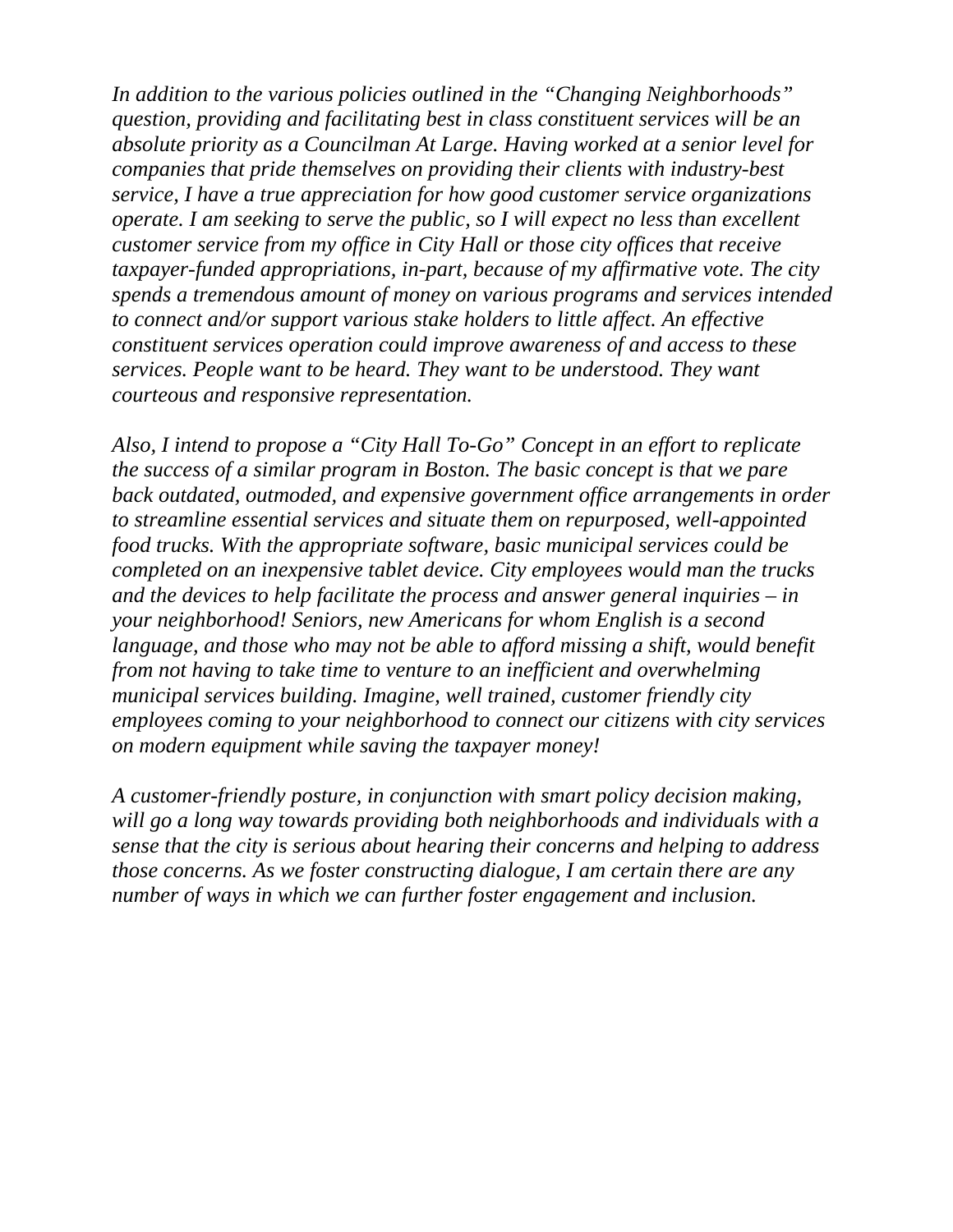*In addition to the various policies outlined in the "Changing Neighborhoods" question, providing and facilitating best in class constituent services will be an absolute priority as a Councilman At Large. Having worked at a senior level for companies that pride themselves on providing their clients with industry-best service, I have a true appreciation for how good customer service organizations operate. I am seeking to serve the public, so I will expect no less than excellent customer service from my office in City Hall or those city offices that receive taxpayer-funded appropriations, in-part, because of my affirmative vote. The city spends a tremendous amount of money on various programs and services intended to connect and/or support various stake holders to little affect. An effective constituent services operation could improve awareness of and access to these services. People want to be heard. They want to be understood. They want courteous and responsive representation.*

*Also, I intend to propose a "City Hall To-Go" Concept in an effort to replicate the success of a similar program in Boston. The basic concept is that we pare back outdated, outmoded, and expensive government office arrangements in order to streamline essential services and situate them on repurposed, well-appointed food trucks. With the appropriate software, basic municipal services could be completed on an inexpensive tablet device. City employees would man the trucks and the devices to help facilitate the process and answer general inquiries – in your neighborhood! Seniors, new Americans for whom English is a second language, and those who may not be able to afford missing a shift, would benefit from not having to take time to venture to an inefficient and overwhelming municipal services building. Imagine, well trained, customer friendly city employees coming to your neighborhood to connect our citizens with city services on modern equipment while saving the taxpayer money!*

*A customer-friendly posture, in conjunction with smart policy decision making, will go a long way towards providing both neighborhoods and individuals with a sense that the city is serious about hearing their concerns and helping to address those concerns. As we foster constructing dialogue, I am certain there are any number of ways in which we can further foster engagement and inclusion.*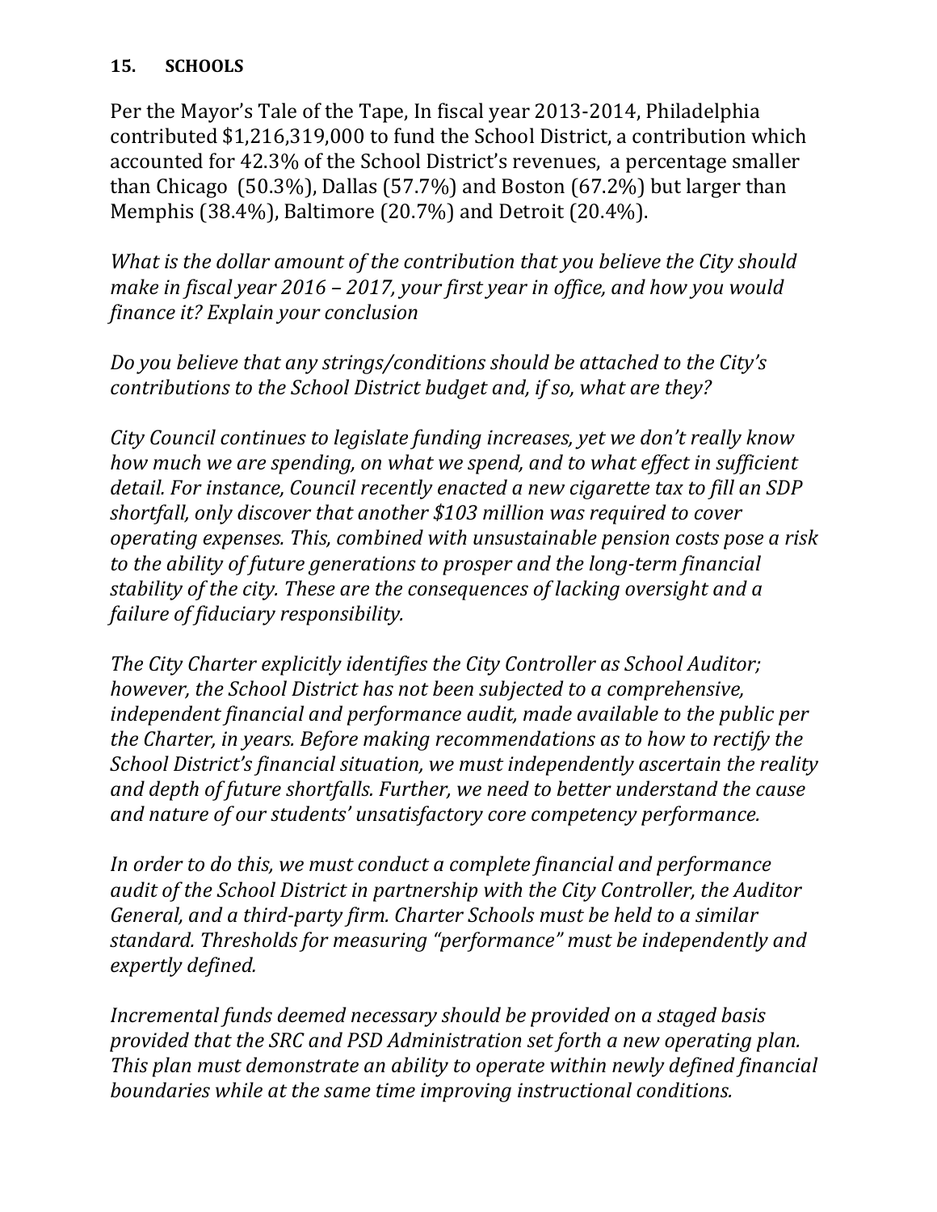**15. SCHOOLS**

Per the Mayor's Tale of the Tape, In fiscal year 2013-2014, Philadelphia contributed $1,216,319,000 to fund the School District, a contribution which accounted for 42.3% of the School District's revenues, a percentage smaller than Chicago (50.3%), Dallas (57.7%) and Boston (67.2%) but larger than Memphis (38.4%), Baltimore (20.7%) and Detroit (20.4%).

*What is the dollar amount of the contribution that you believe the City should make in fiscal year 2016 – 2017, your first year in office, and how you would finance it? Explain your conclusion*

*Do you believe that any strings/conditions should be attached to the City's contributions to the School District budget and, if so, what are they?*

*City Council continues to legislate funding increases, yet we don't really know how much we are spending, on what we spend, and to what effect in sufficient detail. For instance, Council recently enacted a new cigarette tax to fill an SDP shortfall, only discover that another $103 million was required to cover operating expenses. This, combined with unsustainable pension costs pose a risk to the ability of future generations to prosper and the long-term financial stability of the city. These are the consequences of lacking oversight and a failure of fiduciary responsibility.*

*The City Charter explicitly identifies the City Controller as School Auditor; however, the School District has not been subjected to a comprehensive, independent financial and performance audit, made available to the public per the Charter, in years. Before making recommendations as to how to rectify the School District's financial situation, we must independently ascertain the reality and depth of future shortfalls. Further, we need to better understand the cause and nature of our students' unsatisfactory core competency performance.*

*In order to do this, we must conduct a complete financial and performance audit of the School District in partnership with the City Controller, the Auditor General, and a third-party firm. Charter Schools must be held to a similar standard. Thresholds for measuring "performance" must be independently and expertly defined.*

*Incremental funds deemed necessary should be provided on a staged basis provided that the SRC and PSD Administration set forth a new operating plan. This plan must demonstrate an ability to operate within newly defined financial boundaries while at the same time improving instructional conditions.*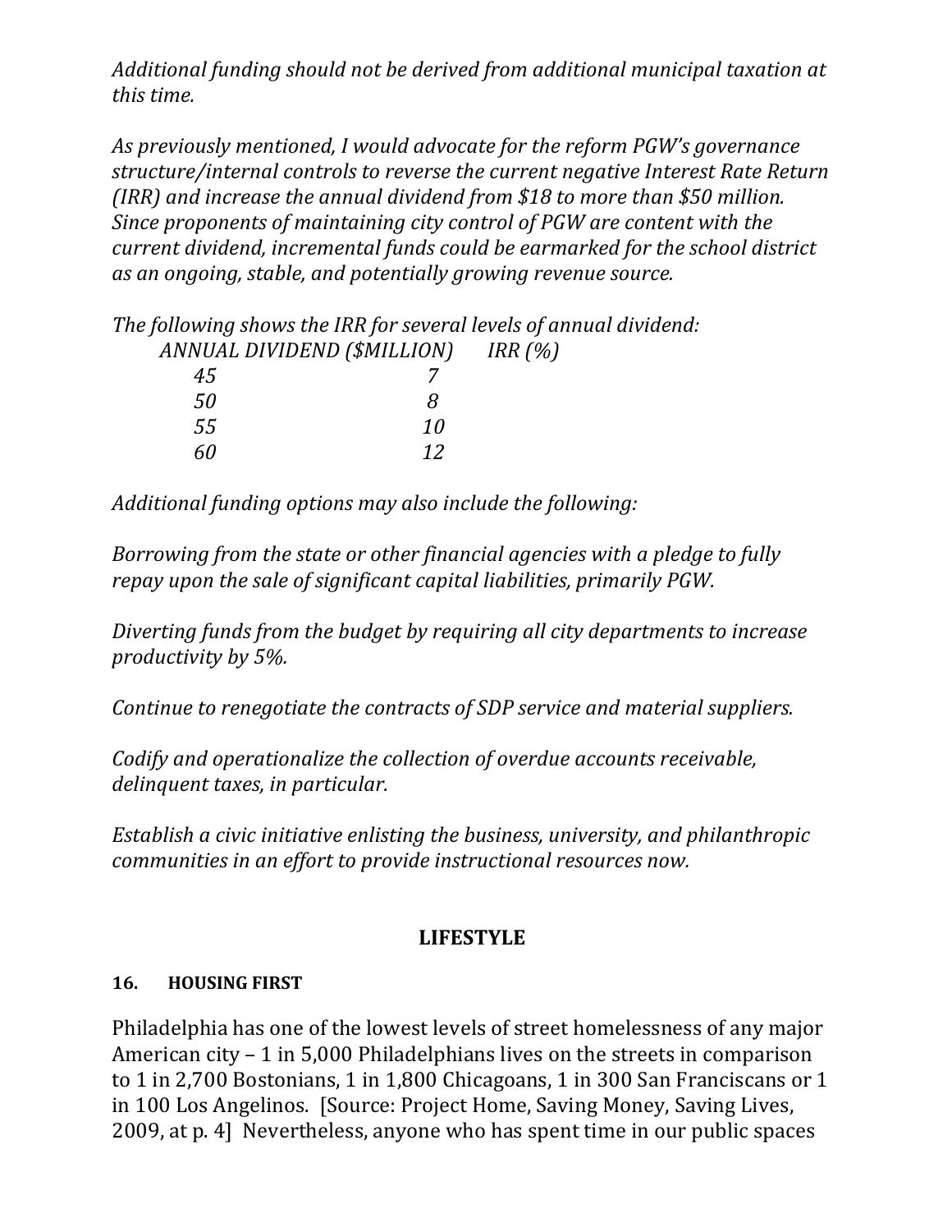*Additional funding should not be derived from additional municipal taxation at this time.*

*As previously mentioned, I would advocate for the reform PGW's governance structure/internal controls to reverse the current negative Interest Rate Return (IRR) and increase the annual dividend from $18 to more than $50 million. Since proponents of maintaining city control of PGW are content with the current dividend, incremental funds could be earmarked for the school district as an ongoing, stable, and potentially growing revenue source.*

*The following shows the IRR for several levels of annual dividend:*

| *ANNUAL DIVIDEND ($MILLION)* | *IRR (%)* |
|---|---|
| *45* | *7* |
| *50* | *8* |
| *55* | *10* |
| *60* | *12* |

*Additional funding options may also include the following:*

*Borrowing from the state or other financial agencies with a pledge to fully repay upon the sale of significant capital liabilities, primarily PGW.*

*Diverting funds from the budget by requiring all city departments to increase productivity by 5%.*

*Continue to renegotiate the contracts of SDP service and material suppliers.*

*Codify and operationalize the collection of overdue accounts receivable, delinquent taxes, in particular.*

*Establish a civic initiative enlisting the business, university, and philanthropic communities in an effort to provide instructional resources now.*

## LIFESTYLE

### 16. HOUSING FIRST

Philadelphia has one of the lowest levels of street homelessness of any major American city – 1 in 5,000 Philadelphians lives on the streets in comparison to 1 in 2,700 Bostonians, 1 in 1,800 Chicagoans, 1 in 300 San Franciscans or 1 in 100 Los Angelinos. [Source: Project Home, Saving Money, Saving Lives, 2009, at p. 4] Nevertheless, anyone who has spent time in our public spaces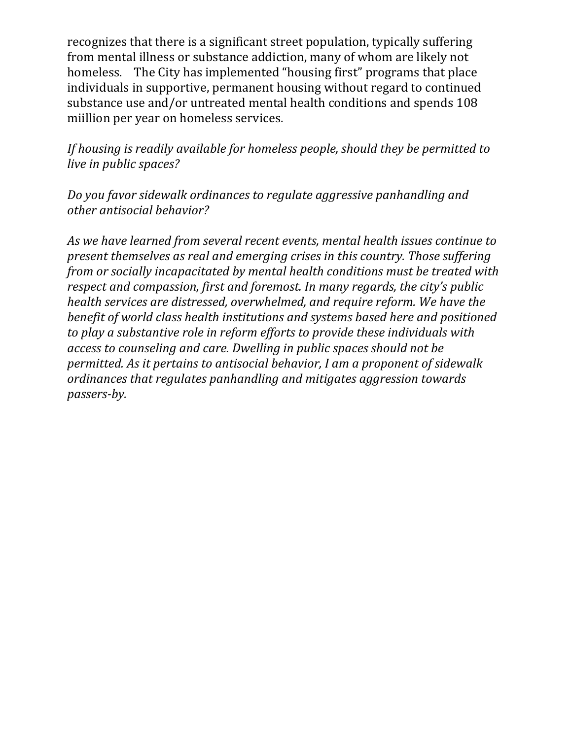recognizes that there is a significant street population, typically suffering from mental illness or substance addiction, many of whom are likely not homeless. The City has implemented "housing first" programs that place individuals in supportive, permanent housing without regard to continued substance use and/or untreated mental health conditions and spends 108 miillion per year on homeless services.

*If housing is readily available for homeless people, should they be permitted to live in public spaces?*

*Do you favor sidewalk ordinances to regulate aggressive panhandling and other antisocial behavior?*

*As we have learned from several recent events, mental health issues continue to present themselves as real and emerging crises in this country. Those suffering from or socially incapacitated by mental health conditions must be treated with respect and compassion, first and foremost. In many regards, the city's public health services are distressed, overwhelmed, and require reform. We have the benefit of world class health institutions and systems based here and positioned to play a substantive role in reform efforts to provide these individuals with access to counseling and care. Dwelling in public spaces should not be permitted. As it pertains to antisocial behavior, I am a proponent of sidewalk ordinances that regulates panhandling and mitigates aggression towards passers-by.*